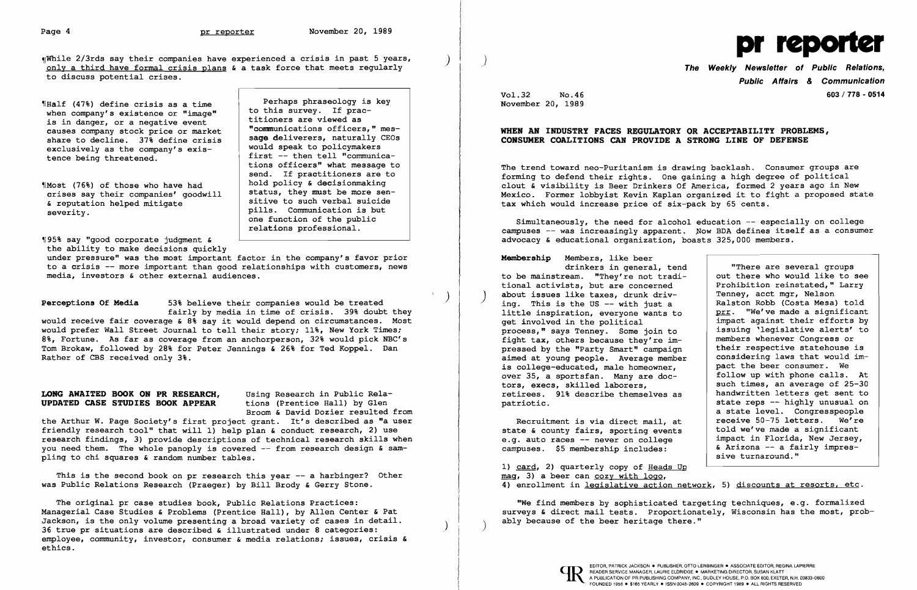¶While 2/3rds say their companies have experienced a crisis in past 5 years, only a third have formal crisis plans & a task force that meets regularly to discuss potential crises.

¶Half (47%) define crisis as a time when company's existence or "image" is in danger, or a negative event causes company stock price or market share to decline. 37% define crisis exclusively as the company's existence being threatened.

¶Most (76%) of those who have had crises say their companies' goodwill & reputation helped mitigate severity.

¶95% say "good corporate judgment & the ability to make decisions quickly under pressure" was the most important factor in the company's favor prior to a crisis -- more important than good relationships with customers, news media, investors & other external audiences.

> Perhaps phraseology is key to this survey. If practitioners are viewed as "communications officers," message deliverers, naturally CEOs would speak to policymakers first -- then tell "communications officers" what message to send. If practitioners are to hold policy & decisionmaking status, they must be more sensitive to such verbal suicide pills. Communication is but one function of the public relations professional.

**Perceptions Of Media** 53% believe their companies would be treated fairly by media in time of crisis. 39% doubt they would receive fair coverage & 8% say it would depend on circumstances. Most would prefer Wall Street Journal to tell their story; 11%, New York Times; 8%, Fortune. As far as coverage from an anchorperson, 32% would pick NBC's Tom Brokaw, followed by 28% for Peter Jennings & 26% for Ted Koppel. Dan Rather of CBS received only 3%.

**LONG AWAITED BOOK ON PR RESEARCH, UPDATED CASE STUDIES BOOK APPEAR** Using Research in Public Relations (Prentice Hall) by Glen Broom & David Dozier resulted from the Arthur W. Page Society's first project grant. It's described as "a user friendly research tool" that will 1) help plan & conduct research, 2) use research findings, 3) provide descriptions of technical research skills when you need them. The whole panoply is covered -- from research design & sampling to chi squares & random number tables.

This is the second book on pr research this year -- a harbinger? Other was Public Relations Research (Praeger) by Bill Brody & Gerry Stone.

The original pr case studies book, Public Relations Practices: Managerial Case Studies & Problems (Prentice Hall), by Allen Center & Pat Jackson, is the only volume presenting a broad variety of cases in detail. 36 true pr situations are described & illustrated under 8 categories: employee, community, investor, consumer & media relations; issues, crisis & ethics.

# pr reporter

**The Weekly Newsletter of Public Relations, Public Affairs & Communication**

603 / 778 - 0514

Vol.32 No.46
November 20, 1989

## WHEN AN INDUSTRY FACES REGULATORY OR ACCEPTABILITY PROBLEMS, CONSUMER COALITIONS CAN PROVIDE A STRONG LINE OF DEFENSE

The trend toward neo-Puritanism is drawing backlash. Consumer groups are forming to defend their rights. One gaining a high degree of political clout & visibility is Beer Drinkers Of America, formed 2 years ago in New Mexico. Former lobbyist Kevin Kaplan organized it to fight a proposed state tax which would increase price of six-pack by 65 cents.

Simultaneously, the need for alcohol education -- especially on college campuses -- was increasingly apparent. Now BDA defines itself as a consumer advocacy & educational organization, boasts 325,000 members.

**Membership** Members, like beer drinkers in general, tend to be mainstream. "They're not traditional activists, but are concerned about issues like taxes, drunk driving. This is the US -- with just a little inspiration, everyone wants to get involved in the political process," says Tenney. Some join to fight tax, others because they're impressed by the "Party Smart" campaign aimed at young people. Average member is college-educated, male homeowner, over 35, a sportsfan. Many are doctors, execs, skilled laborers, retirees. 91% describe themselves as patriotic.

Recruitment is via direct mail, at state & county fairs, sporting events e.g. auto races -- never on college campuses. $5 membership includes: 1) card, 2) quarterly copy of Heads Up mag, 3) a beer can cozy with logo, 4) enrollment in legislative action network, 5) discounts at resorts, etc.

> "There are several groups out there who would like to see Prohibition reinstated," Larry Tenney, acct mgr, Nelson Ralston Robb (Costa Mesa) told prr. "We've made a significant impact against their efforts by issuing 'legislative alerts' to members whenever Congress or their respective statehouse is considering laws that would impact the beer consumer. We follow up with phone calls. At such times, an average of 25-30 handwritten letters get sent to state reps -- highly unusual on a state level. Congresspeople receive 50-75 letters. We're told we've made a significant impact in Florida, New Jersey, & Arizona -- a fairly impressive turnaround."

"We find members by sophisticated targeting techniques, e.g. formalized surveys & direct mail tests. Proportionately, Wisconsin has the most, probably because of the beer heritage there."

EDITOR, PATRICK JACKSON • PUBLISHER, OTTO LERBINGER • ASSOCIATE EDITOR, REGINA LAPIERRE
READER SERVICE MANAGER, LAURIE ELDRIDGE • MARKETING DIRECTOR, SUSAN KLATT
A PUBLICATION OF PR PUBLISHING COMPANY, INC., DUDLEY HOUSE, P.O. BOX 600, EXETER, N.H. 03833-0600
FOUNDED 1958 • $165 YEARLY • ISSN 0048-2609 • COPYRIGHT 1989 • ALL RIGHTS RESERVED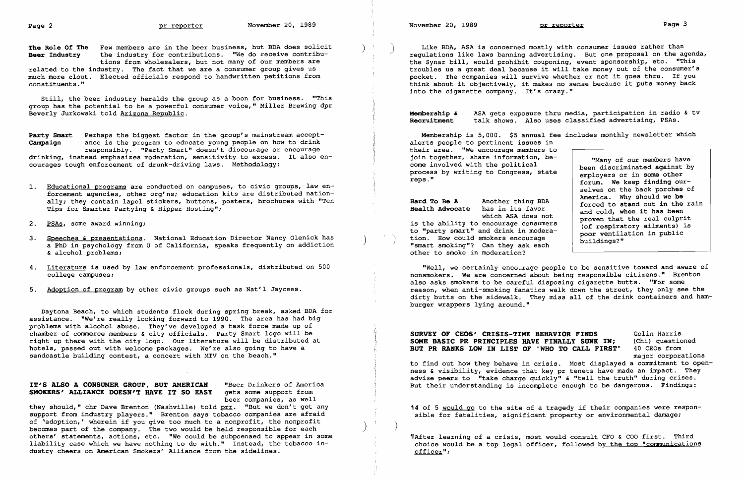**The Role Of The Beer Industry** Few members are in the beer business, but BDA does solicit the industry for contributions. "We do receive contributions from wholesalers, but not many of our members are related to the industry. The fact that we are a consumer group gives us much more clout. Elected officials respond to handwritten petitions from constituents."

Still, the beer industry heralds the group as a boon for business. "This group has the potential to be a powerful consumer voice," Miller Brewing dpr Beverly Jurkowski told Arizona Republic.

**Party Smart Campaign** Perhaps the biggest factor in the group's mainstream acceptance is the program to educate young people on how to drink responsibly. "Party Smart" doesn't discourage or encourage drinking, instead emphasizes moderation, sensitivity to excess. It also encourages tough enforcement of drunk-driving laws. Methodology:

1. Educational programs are conducted on campuses, to civic groups, law enforcement agencies, other org'ns; education kits are distributed nationally; they contain lapel stickers, buttons, posters, brochures with "Ten Tips for Smarter Partying & Hipper Hosting";
2. PSAs, some award winning;
3. Speeches & presentations. National Education Director Nancy Olenick has a PhD in psychology from U of California, speaks frequently on addiction & alcohol problems;
4. Literature is used by law enforcement professionals, distributed on 500 college campuses;
5. Adoption of program by other civic groups such as Nat'l Jaycees.

Daytona Beach, to which students flock during spring break, asked BDA for assistance. "We're really looking forward to 1990. The area has had big problems with alcohol abuse. They've developed a task force made up of chamber of commerce members & city officials. Party Smart logo will be right up there with the city logo. Our literature will be distributed at hotels, passed out with welcome packages. We're also going to have a sandcastle building contest, a concert with MTV on the beach."

## IT'S ALSO A CONSUMER GROUP, BUT AMERICAN SMOKERS' ALLIANCE DOESN'T HAVE IT SO EASY

"Beer Drinkers of America gets some support from beer companies, as well they should," chr Dave Brenton (Nashville) told prr. "But we don't get any support from industry players." Brenton says tobacco companies are afraid of 'adoption,' wherein if you give too much to a nonprofit, the nonprofit becomes part of the company. The two would be held responsible for each others' statements, actions, etc. "We could be subpoenaed to appear in some liability case which we have nothing to do with." Instead, the tobacco industry cheers on American Smokers' Alliance from the sidelines.

Like BDA, ASA is concerned mostly with consumer issues rather than regulations like laws banning advertising. But one proposal on the agenda, the Synar bill, would prohibit couponing, event sponsorship, etc. "This troubles us a great deal because it will take money out of the consumer's pocket. The companies will survive whether or not it goes thru. If you think about it objectively, it makes no sense because it puts money back into the cigarette company. It's crazy."

**Membership & Recruitment** ASA gets exposure thru media, participation in radio & tv talk shows. Also uses classified advertising, PSAs.

Membership is 5,000. $5 annual fee includes monthly newsletter which alerts people to pertinent issues in their area. "We encourage members to join together, share information, become involved with the political process by writing to Congress, state reps."

> "Many of our members have been discriminated against by employers or in some other forum. We keep finding ourselves on the back porches of America. Why should we be forced to stand out in the rain and cold, when it has been proven that the real culprit (of respiratory ailments) is poor ventilation in public buildings?"

**Hard To Be A Health Advocate** Another thing BDA has in its favor which ASA does not is the ability to encourage consumers to "party smart" and drink in moderation. How could smokers encourage "smart smoking"? Can they ask each other to smoke in moderation?

"Well, we certainly encourage people to be sensitive toward and aware of nonsmokers. We are concerned about being responsible citizens." Brenton also asks smokers to be careful disposing cigarette butts. "For some reason, when anti-smoking fanatics walk down the street, they only see the dirty butts on the sidewalk. They miss all of the drink containers and hamburger wrappers lying around."

## SURVEY OF CEOS' CRISIS-TIME BEHAVIOR FINDS SOME BASIC PR PRINCIPLES HAVE FINALLY SUNK IN; BUT PR RANKS LOW IN LIST OF "WHO TO CALL FIRST"

Golin Harris (Chi) questioned 40 CEOs from major corporations to find out how they behave in crisis. Most displayed a commitment to openness & visibility, evidence that key pr tenets have made an impact. They advise peers to "take charge quickly" & "tell the truth" during crises. But their understanding is incomplete enough to be dangerous. Findings:

¶4 of 5 would go to the site of a tragedy if their companies were responsible for fatalities, significant property or environmental damage;

¶After learning of a crisis, most would consult CFO & COO first. Third choice would be a top legal officer, followed by the top "communications officer";